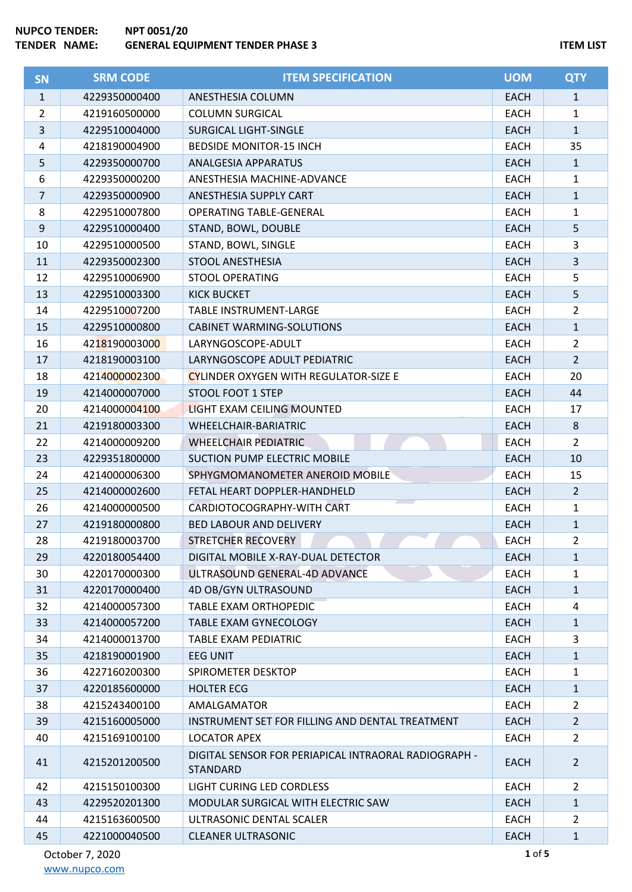**NUPCO TENDER:** NPT 0051/20

**TENDER NAME:** GENERAL EQUIPMENT TENDER PHASE 3

**ITEM LIST**

| SN | SRM CODE | ITEM SPECIFICATION | UOM | QTY |
|---|---|---|---|---|
| 1 | 4229350000400 | ANESTHESIA COLUMN | EACH | 1 |
| 2 | 4219160500000 | COLUMN SURGICAL | EACH | 1 |
| 3 | 4229510004000 | SURGICAL LIGHT-SINGLE | EACH | 1 |
| 4 | 4218190004900 | BEDSIDE MONITOR-15 INCH | EACH | 35 |
| 5 | 4229350000700 | ANALGESIA APPARATUS | EACH | 1 |
| 6 | 4229350000200 | ANESTHESIA MACHINE-ADVANCE | EACH | 1 |
| 7 | 4229350000900 | ANESTHESIA SUPPLY CART | EACH | 1 |
| 8 | 4229510007800 | OPERATING TABLE-GENERAL | EACH | 1 |
| 9 | 4229510000400 | STAND, BOWL, DOUBLE | EACH | 5 |
| 10 | 4229510000500 | STAND, BOWL, SINGLE | EACH | 3 |
| 11 | 4229350002300 | STOOL ANESTHESIA | EACH | 3 |
| 12 | 4229510006900 | STOOL OPERATING | EACH | 5 |
| 13 | 4229510003300 | KICK BUCKET | EACH | 5 |
| 14 | 4229510007200 | TABLE INSTRUMENT-LARGE | EACH | 2 |
| 15 | 4229510000800 | CABINET WARMING-SOLUTIONS | EACH | 1 |
| 16 | 4218190003000 | LARYNGOSCOPE-ADULT | EACH | 2 |
| 17 | 4218190003100 | LARYNGOSCOPE ADULT PEDIATRIC | EACH | 2 |
| 18 | 4214000002300 | CYLINDER OXYGEN WITH REGULATOR-SIZE E | EACH | 20 |
| 19 | 4214000007000 | STOOL FOOT 1 STEP | EACH | 44 |
| 20 | 4214000004100 | LIGHT EXAM CEILING MOUNTED | EACH | 17 |
| 21 | 4219180003300 | WHEELCHAIR-BARIATRIC | EACH | 8 |
| 22 | 4214000009200 | WHEELCHAIR PEDIATRIC | EACH | 2 |
| 23 | 4229351800000 | SUCTION PUMP ELECTRIC MOBILE | EACH | 10 |
| 24 | 4214000006300 | SPHYGMOMANOMETER ANEROID MOBILE | EACH | 15 |
| 25 | 4214000002600 | FETAL HEART DOPPLER-HANDHELD | EACH | 2 |
| 26 | 4214000000500 | CARDIOTOCOGRAPHY-WITH CART | EACH | 1 |
| 27 | 4219180000800 | BED LABOUR AND DELIVERY | EACH | 1 |
| 28 | 4219180003700 | STRETCHER RECOVERY | EACH | 2 |
| 29 | 4220180054400 | DIGITAL MOBILE X-RAY-DUAL DETECTOR | EACH | 1 |
| 30 | 4220170000300 | ULTRASOUND GENERAL-4D ADVANCE | EACH | 1 |
| 31 | 4220170000400 | 4D OB/GYN ULTRASOUND | EACH | 1 |
| 32 | 4214000057300 | TABLE EXAM ORTHOPEDIC | EACH | 4 |
| 33 | 4214000057200 | TABLE EXAM GYNECOLOGY | EACH | 1 |
| 34 | 4214000013700 | TABLE EXAM PEDIATRIC | EACH | 3 |
| 35 | 4218190001900 | EEG UNIT | EACH | 1 |
| 36 | 4227160200300 | SPIROMETER DESKTOP | EACH | 1 |
| 37 | 4220185600000 | HOLTER ECG | EACH | 1 |
| 38 | 4215243400100 | AMALGAMATOR | EACH | 2 |
| 39 | 4215160005000 | INSTRUMENT SET FOR FILLING AND DENTAL TREATMENT | EACH | 2 |
| 40 | 4215169100100 | LOCATOR APEX | EACH | 2 |
| 41 | 4215201200500 | DIGITAL SENSOR FOR PERIAPICAL INTRAORAL RADIOGRAPH - STANDARD | EACH | 2 |
| 42 | 4215150100300 | LIGHT CURING LED CORDLESS | EACH | 2 |
| 43 | 4229520201300 | MODULAR SURGICAL WITH ELECTRIC SAW | EACH | 1 |
| 44 | 4215163600500 | ULTRASONIC DENTAL SCALER | EACH | 2 |
| 45 | 4221000040500 | CLEANER ULTRASONIC | EACH | 1 |

October 7, 2020

www.nupco.com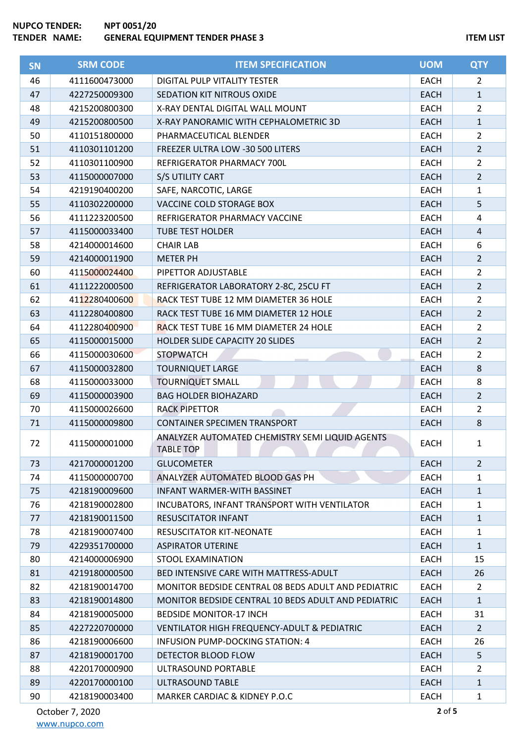**NUPCO TENDER:** **NPT 0051/20**

**TENDER NAME:** **GENERAL EQUIPMENT TENDER PHASE 3** **ITEM LIST**

| SN | SRM CODE | ITEM SPECIFICATION | UOM | QTY |
|---|---|---|---|---|
| 46 | 4111600473000 | DIGITAL PULP VITALITY TESTER | EACH | 2 |
| 47 | 4227250009300 | SEDATION KIT NITROUS OXIDE | EACH | 1 |
| 48 | 4215200800300 | X-RAY DENTAL DIGITAL WALL MOUNT | EACH | 2 |
| 49 | 4215200800500 | X-RAY PANORAMIC WITH CEPHALOMETRIC 3D | EACH | 1 |
| 50 | 4110151800000 | PHARMACEUTICAL BLENDER | EACH | 2 |
| 51 | 4110301101200 | FREEZER ULTRA LOW -30 500 LITERS | EACH | 2 |
| 52 | 4110301100900 | REFRIGERATOR PHARMACY 700L | EACH | 2 |
| 53 | 4115000007000 | S/S UTILITY CART | EACH | 2 |
| 54 | 4219190400200 | SAFE, NARCOTIC, LARGE | EACH | 1 |
| 55 | 4110302200000 | VACCINE COLD STORAGE BOX | EACH | 5 |
| 56 | 4111223200500 | REFRIGERATOR PHARMACY VACCINE | EACH | 4 |
| 57 | 4115000033400 | TUBE TEST HOLDER | EACH | 4 |
| 58 | 4214000014600 | CHAIR LAB | EACH | 6 |
| 59 | 4214000011900 | METER PH | EACH | 2 |
| 60 | 4115000024400 | PIPETTOR ADJUSTABLE | EACH | 2 |
| 61 | 4111222000500 | REFRIGERATOR LABORATORY 2-8C, 25CU FT | EACH | 2 |
| 62 | 4112280400600 | RACK TEST TUBE 12 MM DIAMETER 36 HOLE | EACH | 2 |
| 63 | 4112280400800 | RACK TEST TUBE 16 MM DIAMETER 12 HOLE | EACH | 2 |
| 64 | 4112280400900 | RACK TEST TUBE 16 MM DIAMETER 24 HOLE | EACH | 2 |
| 65 | 4115000015000 | HOLDER SLIDE CAPACITY 20 SLIDES | EACH | 2 |
| 66 | 4115000030600 | STOPWATCH | EACH | 2 |
| 67 | 4115000032800 | TOURNIQUET LARGE | EACH | 8 |
| 68 | 4115000033000 | TOURNIQUET SMALL | EACH | 8 |
| 69 | 4115000003900 | BAG HOLDER BIOHAZARD | EACH | 2 |
| 70 | 4115000026600 | RACK PIPETTOR | EACH | 2 |
| 71 | 4115000009800 | CONTAINER SPECIMEN TRANSPORT | EACH | 8 |
| 72 | 4115000001000 | ANALYZER AUTOMATED CHEMISTRY SEMI LIQUID AGENTS TABLE TOP | EACH | 1 |
| 73 | 4217000001200 | GLUCOMETER | EACH | 2 |
| 74 | 4115000000700 | ANALYZER AUTOMATED BLOOD GAS PH | EACH | 1 |
| 75 | 4218190009600 | INFANT WARMER-WITH BASSINET | EACH | 1 |
| 76 | 4218190002800 | INCUBATORS, INFANT TRANSPORT WITH VENTILATOR | EACH | 1 |
| 77 | 4218190011500 | RESUSCITATOR INFANT | EACH | 1 |
| 78 | 4218190007400 | RESUSCITATOR KIT-NEONATE | EACH | 1 |
| 79 | 4229351700000 | ASPIRATOR UTERINE | EACH | 1 |
| 80 | 4214000006900 | STOOL EXAMINATION | EACH | 15 |
| 81 | 4219180000500 | BED INTENSIVE CARE WITH MATTRESS-ADULT | EACH | 26 |
| 82 | 4218190014700 | MONITOR BEDSIDE CENTRAL 08 BEDS ADULT AND PEDIATRIC | EACH | 2 |
| 83 | 4218190014800 | MONITOR BEDSIDE CENTRAL 10 BEDS ADULT AND PEDIATRIC | EACH | 1 |
| 84 | 4218190005000 | BEDSIDE MONITOR-17 INCH | EACH | 31 |
| 85 | 4227220700000 | VENTILATOR HIGH FREQUENCY-ADULT & PEDIATRIC | EACH | 2 |
| 86 | 4218190006600 | INFUSION PUMP-DOCKING STATION: 4 | EACH | 26 |
| 87 | 4218190001700 | DETECTOR BLOOD FLOW | EACH | 5 |
| 88 | 4220170000900 | ULTRASOUND PORTABLE | EACH | 2 |
| 89 | 4220170000100 | ULTRASOUND TABLE | EACH | 1 |
| 90 | 4218190003400 | MARKER CARDIAC & KIDNEY P.O.C | EACH | 1 |

October 7, 2020

www.nupco.com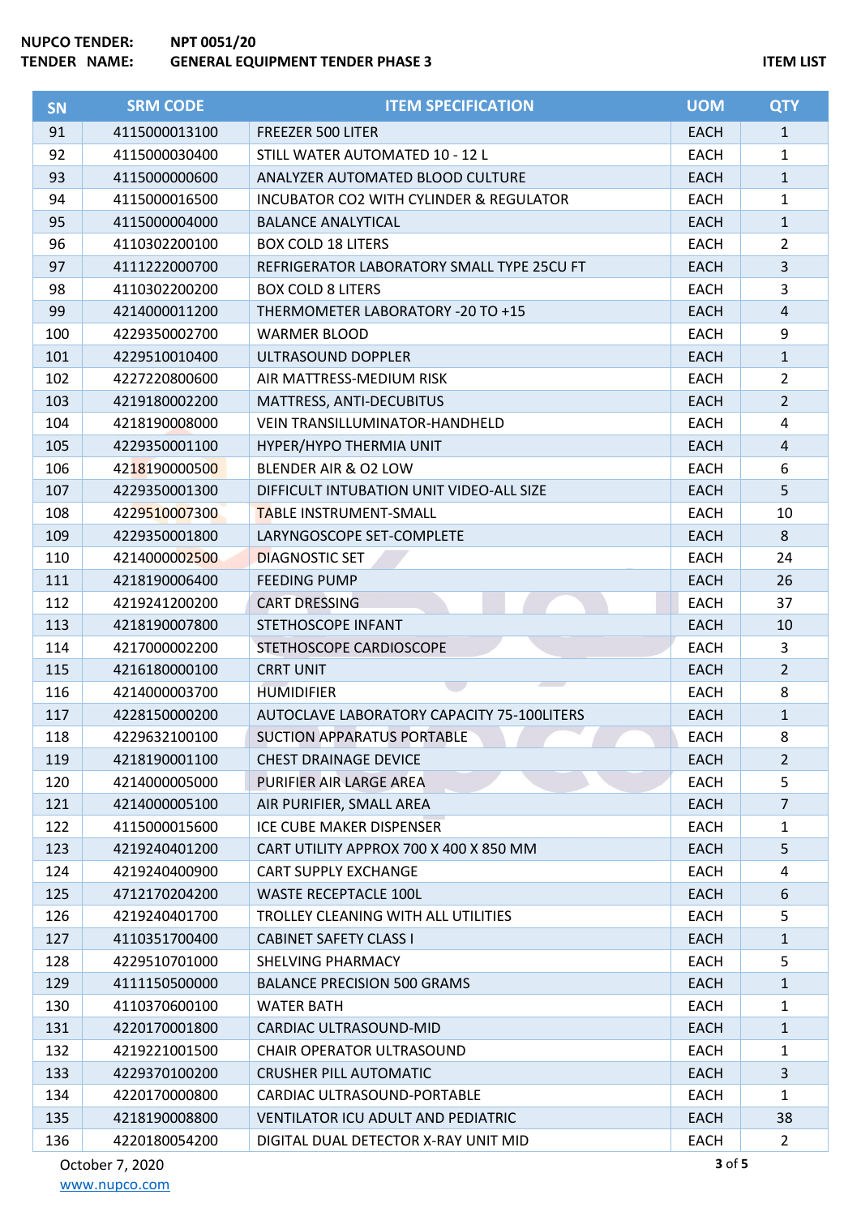**NUPCO TENDER:** NPT 0051/20

**TENDER NAME:** GENERAL EQUIPMENT TENDER PHASE 3

**ITEM LIST**

| SN | SRM CODE | ITEM SPECIFICATION | UOM | QTY |
|---|---|---|---|---|
| 91 | 4115000013100 | FREEZER 500 LITER | EACH | 1 |
| 92 | 4115000030400 | STILL WATER AUTOMATED 10 - 12 L | EACH | 1 |
| 93 | 4115000000600 | ANALYZER AUTOMATED BLOOD CULTURE | EACH | 1 |
| 94 | 4115000016500 | INCUBATOR CO2 WITH CYLINDER & REGULATOR | EACH | 1 |
| 95 | 4115000004000 | BALANCE ANALYTICAL | EACH | 1 |
| 96 | 4110302200100 | BOX COLD 18 LITERS | EACH | 2 |
| 97 | 4111222000700 | REFRIGERATOR LABORATORY SMALL TYPE 25CU FT | EACH | 3 |
| 98 | 4110302200200 | BOX COLD 8 LITERS | EACH | 3 |
| 99 | 4214000011200 | THERMOMETER LABORATORY -20 TO +15 | EACH | 4 |
| 100 | 4229350002700 | WARMER BLOOD | EACH | 9 |
| 101 | 4229510010400 | ULTRASOUND DOPPLER | EACH | 1 |
| 102 | 4227220800600 | AIR MATTRESS-MEDIUM RISK | EACH | 2 |
| 103 | 4219180002200 | MATTRESS, ANTI-DECUBITUS | EACH | 2 |
| 104 | 4218190008000 | VEIN TRANSILLUMINATOR-HANDHELD | EACH | 4 |
| 105 | 4229350001100 | HYPER/HYPO THERMIA UNIT | EACH | 4 |
| 106 | 4218190000500 | BLENDER AIR & O2 LOW | EACH | 6 |
| 107 | 4229350001300 | DIFFICULT INTUBATION UNIT VIDEO-ALL SIZE | EACH | 5 |
| 108 | 4229510007300 | TABLE INSTRUMENT-SMALL | EACH | 10 |
| 109 | 4229350001800 | LARYNGOSCOPE SET-COMPLETE | EACH | 8 |
| 110 | 4214000002500 | DIAGNOSTIC SET | EACH | 24 |
| 111 | 4218190006400 | FEEDING PUMP | EACH | 26 |
| 112 | 4219241200200 | CART DRESSING | EACH | 37 |
| 113 | 4218190007800 | STETHOSCOPE INFANT | EACH | 10 |
| 114 | 4217000002200 | STETHOSCOPE CARDIOSCOPE | EACH | 3 |
| 115 | 4216180000100 | CRRT UNIT | EACH | 2 |
| 116 | 4214000003700 | HUMIDIFIER | EACH | 8 |
| 117 | 4228150000200 | AUTOCLAVE LABORATORY CAPACITY 75-100LITERS | EACH | 1 |
| 118 | 4229632100100 | SUCTION APPARATUS PORTABLE | EACH | 8 |
| 119 | 4218190001100 | CHEST DRAINAGE DEVICE | EACH | 2 |
| 120 | 4214000005000 | PURIFIER AIR LARGE AREA | EACH | 5 |
| 121 | 4214000005100 | AIR PURIFIER, SMALL AREA | EACH | 7 |
| 122 | 4115000015600 | ICE CUBE MAKER DISPENSER | EACH | 1 |
| 123 | 4219240401200 | CART UTILITY APPROX 700 X 400 X 850 MM | EACH | 5 |
| 124 | 4219240400900 | CART SUPPLY EXCHANGE | EACH | 4 |
| 125 | 4712170204200 | WASTE RECEPTACLE 100L | EACH | 6 |
| 126 | 4219240401700 | TROLLEY CLEANING WITH ALL UTILITIES | EACH | 5 |
| 127 | 4110351700400 | CABINET SAFETY CLASS I | EACH | 1 |
| 128 | 4229510701000 | SHELVING PHARMACY | EACH | 5 |
| 129 | 4111150500000 | BALANCE PRECISION 500 GRAMS | EACH | 1 |
| 130 | 4110370600100 | WATER BATH | EACH | 1 |
| 131 | 4220170001800 | CARDIAC ULTRASOUND-MID | EACH | 1 |
| 132 | 4219221001500 | CHAIR OPERATOR ULTRASOUND | EACH | 1 |
| 133 | 4229370100200 | CRUSHER PILL AUTOMATIC | EACH | 3 |
| 134 | 4220170000800 | CARDIAC ULTRASOUND-PORTABLE | EACH | 1 |
| 135 | 4218190008800 | VENTILATOR ICU ADULT AND PEDIATRIC | EACH | 38 |
| 136 | 4220180054200 | DIGITAL DUAL DETECTOR X-RAY UNIT MID | EACH | 2 |

October 7, 2020

www.nupco.com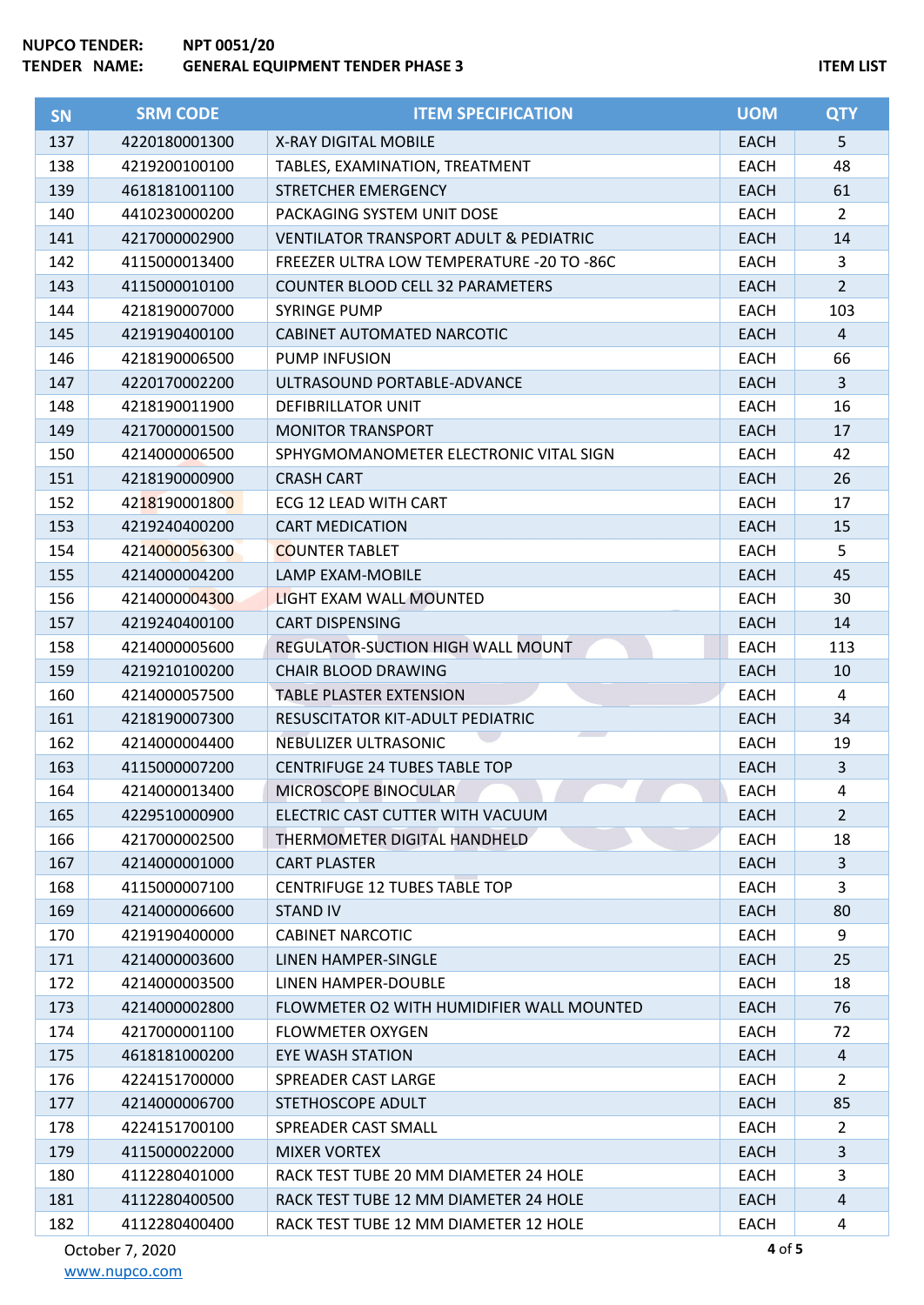**NUPCO TENDER:** NPT 0051/20
**TENDER NAME:** GENERAL EQUIPMENT TENDER PHASE 3 **ITEM LIST**

| SN | SRM CODE | ITEM SPECIFICATION | UOM | QTY |
|---|---|---|---|---|
| 137 | 4220180001300 | X-RAY DIGITAL MOBILE | EACH | 5 |
| 138 | 4219200100100 | TABLES, EXAMINATION, TREATMENT | EACH | 48 |
| 139 | 4618181001100 | STRETCHER EMERGENCY | EACH | 61 |
| 140 | 4410230000200 | PACKAGING SYSTEM UNIT DOSE | EACH | 2 |
| 141 | 4217000002900 | VENTILATOR TRANSPORT ADULT & PEDIATRIC | EACH | 14 |
| 142 | 4115000013400 | FREEZER ULTRA LOW TEMPERATURE -20 TO -86C | EACH | 3 |
| 143 | 4115000010100 | COUNTER BLOOD CELL 32 PARAMETERS | EACH | 2 |
| 144 | 4218190007000 | SYRINGE PUMP | EACH | 103 |
| 145 | 4219190400100 | CABINET AUTOMATED NARCOTIC | EACH | 4 |
| 146 | 4218190006500 | PUMP INFUSION | EACH | 66 |
| 147 | 4220170002200 | ULTRASOUND PORTABLE-ADVANCE | EACH | 3 |
| 148 | 4218190011900 | DEFIBRILLATOR UNIT | EACH | 16 |
| 149 | 4217000001500 | MONITOR TRANSPORT | EACH | 17 |
| 150 | 4214000006500 | SPHYGMOMANOMETER ELECTRONIC VITAL SIGN | EACH | 42 |
| 151 | 4218190000900 | CRASH CART | EACH | 26 |
| 152 | 4218190001800 | ECG 12 LEAD WITH CART | EACH | 17 |
| 153 | 4219240400200 | CART MEDICATION | EACH | 15 |
| 154 | 4214000056300 | COUNTER TABLET | EACH | 5 |
| 155 | 4214000004200 | LAMP EXAM-MOBILE | EACH | 45 |
| 156 | 4214000004300 | LIGHT EXAM WALL MOUNTED | EACH | 30 |
| 157 | 4219240400100 | CART DISPENSING | EACH | 14 |
| 158 | 4214000005600 | REGULATOR-SUCTION HIGH WALL MOUNT | EACH | 113 |
| 159 | 4219210100200 | CHAIR BLOOD DRAWING | EACH | 10 |
| 160 | 4214000057500 | TABLE PLASTER EXTENSION | EACH | 4 |
| 161 | 4218190007300 | RESUSCITATOR KIT-ADULT PEDIATRIC | EACH | 34 |
| 162 | 4214000004400 | NEBULIZER ULTRASONIC | EACH | 19 |
| 163 | 4115000007200 | CENTRIFUGE 24 TUBES TABLE TOP | EACH | 3 |
| 164 | 4214000013400 | MICROSCOPE BINOCULAR | EACH | 4 |
| 165 | 4229510000900 | ELECTRIC CAST CUTTER WITH VACUUM | EACH | 2 |
| 166 | 4217000002500 | THERMOMETER DIGITAL HANDHELD | EACH | 18 |
| 167 | 4214000001000 | CART PLASTER | EACH | 3 |
| 168 | 4115000007100 | CENTRIFUGE 12 TUBES TABLE TOP | EACH | 3 |
| 169 | 4214000006600 | STAND IV | EACH | 80 |
| 170 | 4219190400000 | CABINET NARCOTIC | EACH | 9 |
| 171 | 4214000003600 | LINEN HAMPER-SINGLE | EACH | 25 |
| 172 | 4214000003500 | LINEN HAMPER-DOUBLE | EACH | 18 |
| 173 | 4214000002800 | FLOWMETER O2 WITH HUMIDIFIER WALL MOUNTED | EACH | 76 |
| 174 | 4217000001100 | FLOWMETER OXYGEN | EACH | 72 |
| 175 | 4618181000200 | EYE WASH STATION | EACH | 4 |
| 176 | 4224151700000 | SPREADER CAST LARGE | EACH | 2 |
| 177 | 4214000006700 | STETHOSCOPE ADULT | EACH | 85 |
| 178 | 4224151700100 | SPREADER CAST SMALL | EACH | 2 |
| 179 | 4115000022000 | MIXER VORTEX | EACH | 3 |
| 180 | 4112280401000 | RACK TEST TUBE 20 MM DIAMETER 24 HOLE | EACH | 3 |
| 181 | 4112280400500 | RACK TEST TUBE 12 MM DIAMETER 24 HOLE | EACH | 4 |
| 182 | 4112280400400 | RACK TEST TUBE 12 MM DIAMETER 12 HOLE | EACH | 4 |

October 7, 2020
www.nupco.com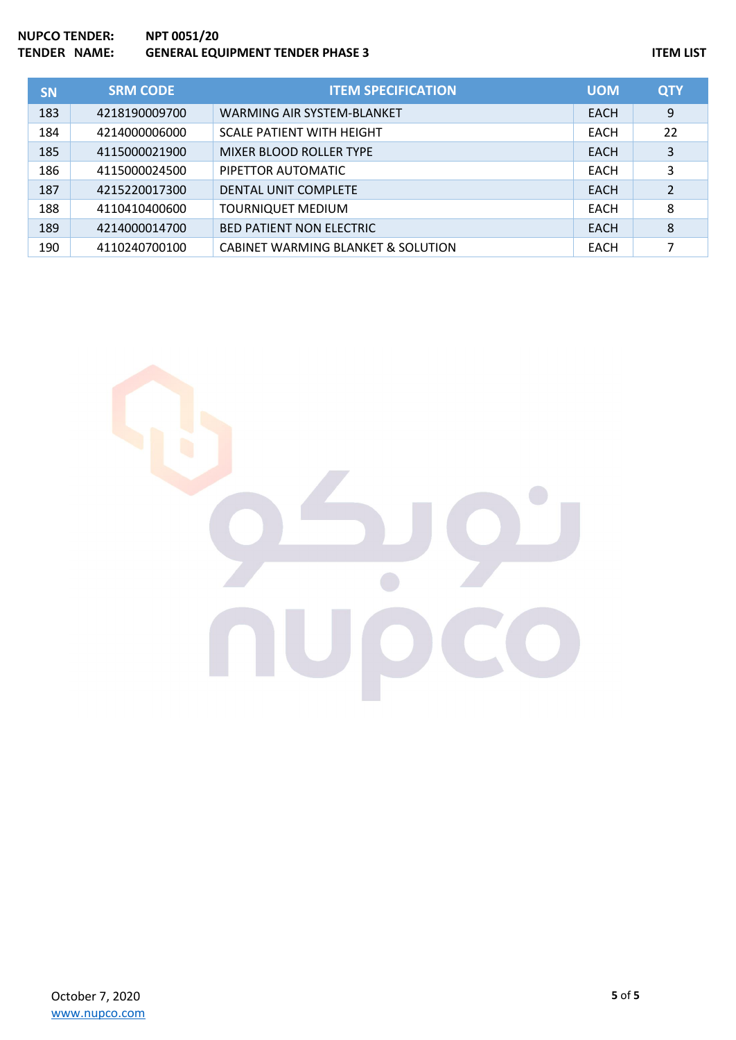| SN | SRM CODE | ITEM SPECIFICATION | UOM | QTY |
|---|---|---|---|---|
| 183 | 4218190009700 | WARMING AIR SYSTEM-BLANKET | EACH | 9 |
| 184 | 4214000006000 | SCALE PATIENT WITH HEIGHT | EACH | 22 |
| 185 | 4115000021900 | MIXER BLOOD ROLLER TYPE | EACH | 3 |
| 186 | 4115000024500 | PIPETTOR AUTOMATIC | EACH | 3 |
| 187 | 4215220017300 | DENTAL UNIT COMPLETE | EACH | 2 |
| 188 | 4110410400600 | TOURNIQUET MEDIUM | EACH | 8 |
| 189 | 4214000014700 | BED PATIENT NON ELECTRIC | EACH | 8 |
| 190 | 4110240700100 | CABINET WARMING BLANKET & SOLUTION | EACH | 7 |